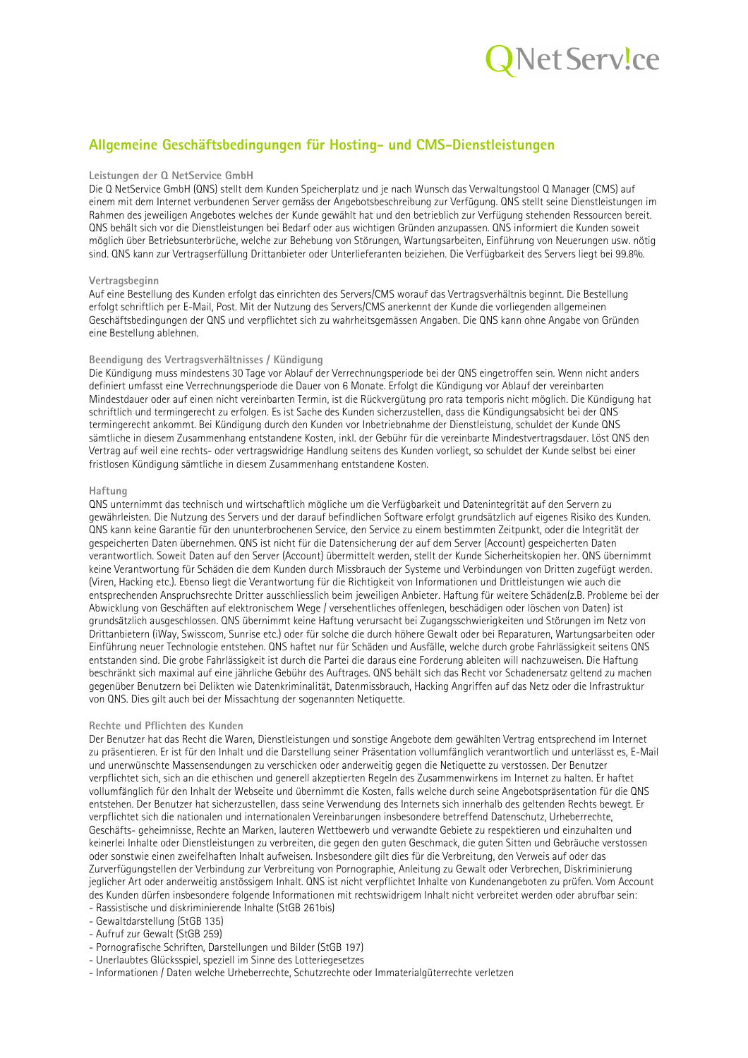# Allgemeine Geschäftsbedingungen für Hosting- und CMS-Dienstleistungen

### Leistungen der Q NetService GmbH

Die Q NetService GmbH (QNS) stellt dem Kunden Speicherplatz und je nach Wunsch das Verwaltungstool Q Manager (CMS) auf einem mit dem Internet verbundenen Server gemäss der Angebotsbeschreibung zur Verfügung. QNS stellt seine Dienstleistungen im Rahmen des jeweiligen Angebotes welches der Kunde gewählt hat und den betrieblich zur Verfügung stehenden Ressourcen bereit. QNS behält sich vor die Dienstleistungen bei Bedarf oder aus wichtigen Gründen anzupassen. QNS informiert die Kunden soweit möglich über Betriebsunterbrüche, welche zur Behebung von Störungen, Wartungsarbeiten, Einführung von Neuerungen usw. nötig sind. QNS kann zur Vertragserfüllung Drittanbieter oder Unterlieferanten beiziehen. Die Verfügbarkeit des Servers liegt bei 99.8%.

### Vertragsbeginn

Auf eine Bestellung des Kunden erfolgt das einrichten des Servers/CMS worauf das Vertragsverhältnis beginnt. Die Bestellung erfolgt schriftlich per E-Mail, Post. Mit der Nutzung des Servers/CMS anerkennt der Kunde die vorliegenden allgemeinen Geschäftsbedingungen der QNS und verpflichtet sich zu wahrheitsgemässen Angaben. Die QNS kann ohne Angabe von Gründen eine Bestellung ablehnen.

### Beendigung des Vertragsverhältnisses / Kündigung

Die Kündigung muss mindestens 30 Tage vor Ablauf der Verrechnungsperiode bei der QNS eingetroffen sein. Wenn nicht anders definiert umfasst eine Verrechnungsperiode die Dauer von 6 Monate. Erfolgt die Kündigung vor Ablauf der vereinbarten Mindestdauer oder auf einen nicht vereinbarten Termin, ist die Rückvergütung pro rata temporis nicht möglich. Die Kündigung hat schriftlich und termingerecht zu erfolgen. Es ist Sache des Kunden sicherzustellen, dass die Kündigungsabsicht bei der QNS termingerecht ankommt. Bei Kündigung durch den Kunden vor Inbetriebnahme der Dienstleistung, schuldet der Kunde QNS sämtliche in diesem Zusammenhang entstandene Kosten, inkl. der Gebühr für die vereinbarte Mindestvertragsdauer. Löst QNS den Vertrag auf weil eine rechts- oder vertragswidrige Handlung seitens des Kunden vorliegt, so schuldet der Kunde selbst bei einer fristlosen Kündigung sämtliche in diesem Zusammenhang entstandene Kosten.

### Haftung

QNS unternimmt das technisch und wirtschaftlich mögliche um die Verfügbarkeit und Datenintegrität auf den Servern zu gewährleisten. Die Nutzung des Servers und der darauf befindlichen Software erfolgt grundsätzlich auf eigenes Risiko des Kunden. QNS kann keine Garantie für den ununterbrochenen Service, den Service zu einem bestimmten Zeitpunkt, oder die Integrität der gespeicherten Daten übernehmen. QNS ist nicht für die Datensicherung der auf dem Server (Account) gespeicherten Daten verantwortlich. Soweit Daten auf den Server (Account) übermittelt werden, stellt der Kunde Sicherheitskopien her. QNS übernimmt keine Verantwortung für Schäden die dem Kunden durch Missbrauch der Systeme und Verbindungen von Dritten zugefügt werden. (Viren, Hacking etc.). Ebenso liegt die Verantwortung für die Richtigkeit von Informationen und Drittleistungen wie auch die entsprechenden Anspruchsrechte Dritter ausschliesslich beim jeweiligen Anbieter. Haftung für weitere Schäden(z.B. Probleme bei der Abwicklung von Geschäften auf elektronischem Wege / versehentliches offenlegen, beschädigen oder löschen von Daten) ist grundsätzlich ausgeschlossen. QNS übernimmt keine Haftung verursacht bei Zugangsschwierigkeiten und Störungen im Netz von Drittanbietern (iWay, Swisscom, Sunrise etc.) oder für solche die durch höhere Gewalt oder bei Reparaturen, Wartungsarbeiten oder Einführung neuer Technologie entstehen. QNS haftet nur für Schäden und Ausfälle, welche durch grobe Fahrlässigkeit seitens QNS entstanden sind. Die grobe Fahrlässigkeit ist durch die Partei die daraus eine Forderung ableiten will nachzuweisen. Die Haftung beschränkt sich maximal auf eine jährliche Gebühr des Auftrages. QNS behält sich das Recht vor Schadenersatz geltend zu machen gegenüber Benutzern bei Delikten wie Datenkriminalität, Datenmissbrauch, Hacking Angriffen auf das Netz oder die Infrastruktur von QNS. Dies gilt auch bei der Missachtung der sogenannten Netiquette.

### Rechte und Pflichten des Kunden

Der Benutzer hat das Recht die Waren, Dienstleistungen und sonstige Angebote dem gewählten Vertrag entsprechend im Internet zu präsentieren. Er ist für den Inhalt und die Darstellung seiner Präsentation vollumfänglich verantwortlich und unterlässt es, E-Mail und unerwünschte Massensendungen zu verschicken oder anderweitig gegen die Netiquette zu verstossen. Der Benutzer verpflichtet sich, sich an die ethischen und generell akzeptierten Regeln des Zusammenwirkens im Internet zu halten. Er haftet vollumfänglich für den Inhalt der Webseite und übernimmt die Kosten, falls welche durch seine Angebotspräsentation für die QNS entstehen. Der Benutzer hat sicherzustellen, dass seine Verwendung des Internets sich innerhalb des geltenden Rechts bewegt. Er verpflichtet sich die nationalen und internationalen Vereinbarungen insbesondere betreffend Datenschutz, Urheberrechte, Geschäfts- geheimnisse, Rechte an Marken, lauteren Wettbewerb und verwandte Gebiete zu respektieren und einzuhalten und keinerlei Inhalte oder Dienstleistungen zu verbreiten, die gegen den guten Geschmack, die guten Sitten und Gebräuche verstossen oder sonstwie einen zweifelhaften Inhalt aufweisen. Insbesondere gilt dies für die Verbreitung, den Verweis auf oder das Zurverfügungstellen der Verbindung zur Verbreitung von Pornographie, Anleitung zu Gewalt oder Verbrechen, Diskriminierung jeglicher Art oder anderweitig anstössigem Inhalt. QNS ist nicht verpflichtet Inhalte von Kundenangeboten zu prüfen. Vom Account des Kunden dürfen insbesondere folgende Informationen mit rechtswidrigem Inhalt nicht verbreitet werden oder abrufbar sein:

- Rassistische und diskriminierende Inhalte (StGB 261bis)
- Gewaltdarstellung (StGB 135)
- Aufruf zur Gewalt (StGB 259)
- Pornografische Schriften, Darstellungen und Bilder (StGB 197)
- Unerlaubtes Glücksspiel, speziell im Sinne des Lotteriegesetzes
- Informationen / Daten welche Urheberrechte, Schutzrechte oder Immaterialgüterrechte verletzen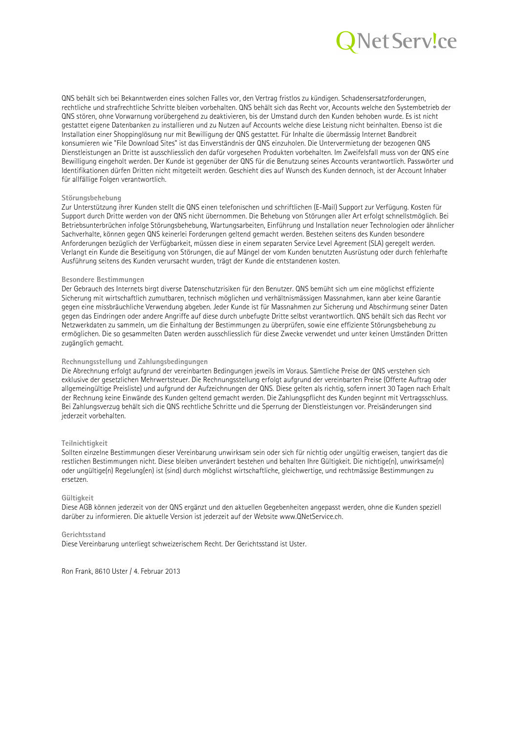QNS behält sich bei Bekanntwerden eines solchen Falles vor, den Vertrag fristlos zu kündigen. Schadensersatzforderungen, rechtliche und strafrechtliche Schritte bleiben vorbehalten. QNS behält sich das Recht vor, Accounts welche den Systembetrieb der QNS stören, ohne Vorwarnung vorübergehend zu deaktivieren, bis der Umstand durch den Kunden behoben wurde. Es ist nicht gestattet eigene Datenbanken zu installieren und zu Nutzen auf Accounts welche diese Leistung nicht beinhalten. Ebenso ist die Installation einer Shoppinglösung nur mit Bewilligung der QNS gestattet. Für Inhalte die übermässig Internet Bandbreit konsumieren wie "File Download Sites" ist das Einverständnis der QNS einzuholen. Die Untervermietung der bezogenen QNS Dienstleistungen an Dritte ist ausschliesslich den dafür vorgesehen Produkten vorbehalten. Im Zweifelsfall muss von der QNS eine Bewilligung eingeholt werden. Der Kunde ist gegenüber der QNS für die Benutzung seines Accounts verantwortlich. Passwörter und Identifikationen dürfen Dritten nicht mitgeteilt werden. Geschieht dies auf Wunsch des Kunden dennoch, ist der Account Inhaber für allfällige Folgen verantwortlich.

### Störungsbehebung

Zur Unterstützung ihrer Kunden stellt die QNS einen telefonischen und schriftlichen (E-Mail) Support zur Verfügung. Kosten für Support durch Dritte werden von der QNS nicht übernommen. Die Behebung von Störungen aller Art erfolgt schnellstmöglich. Bei Betriebsunterbrüchen infolge Störungsbehebung, Wartungsarbeiten, Einführung und Installation neuer Technologien oder ähnlicher Sachverhalte, können gegen QNS keinerlei Forderungen geltend gemacht werden. Bestehen seitens des Kunden besondere Anforderungen bezüglich der Verfügbarkeit, müssen diese in einem separaten Service Level Agreement (SLA) geregelt werden. Verlangt ein Kunde die Beseitigung von Störungen, die auf Mängel der vom Kunden benutzten Ausrüstung oder durch fehlerhafte Ausführung seitens des Kunden verursacht wurden, trägt der Kunde die entstandenen kosten.

### Besondere Bestimmungen

Der Gebrauch des Internets birgt diverse Datenschutzrisiken für den Benutzer. QNS bemüht sich um eine möglichst effiziente Sicherung mit wirtschaftlich zumutbaren, technisch möglichen und verhältnismässigen Massnahmen, kann aber keine Garantie gegen eine missbräuchliche Verwendung abgeben. Jeder Kunde ist für Massnahmen zur Sicherung und Abschirmung seiner Daten gegen das Eindringen oder andere Angriffe auf diese durch unbefugte Dritte selbst verantwortlich. QNS behält sich das Recht vor Netzwerkdaten zu sammeln, um die Einhaltung der Bestimmungen zu überprüfen, sowie eine effiziente Störungsbehebung zu ermöglichen. Die so gesammelten Daten werden ausschliesslich für diese Zwecke verwendet und unter keinen Umständen Dritten zugänglich gemacht.

### Rechnungsstellung und Zahlungsbedingungen

Die Abrechnung erfolgt aufgrund der vereinbarten Bedingungen jeweils im Voraus. Sämtliche Preise der QNS verstehen sich exklusive der gesetzlichen Mehrwertsteuer. Die Rechnungsstellung erfolgt aufgrund der vereinbarten Preise (Offerte Auftrag oder allgemeingültige Preisliste) und aufgrund der Aufzeichnungen der QNS. Diese gelten als richtig, sofern innert 30 Tagen nach Erhalt der Rechnung keine Einwände des Kunden geltend gemacht werden. Die Zahlungspflicht des Kunden beginnt mit Vertragsschluss. Bei Zahlungsverzug behält sich die QNS rechtliche Schritte und die Sperrung der Dienstleistungen vor. Preisänderungen sind jederzeit vorbehalten.

### Teilnichtigkeit

Sollten einzelne Bestimmungen dieser Vereinbarung unwirksam sein oder sich für nichtig oder ungültig erweisen, tangiert das die restlichen Bestimmungen nicht. Diese bleiben unverändert bestehen und behalten Ihre Gültigkeit. Die nichtige(n), unwirksame(n) oder ungültige(n) Regelung(en) ist (sind) durch möglichst wirtschaftliche, gleichwertige, und rechtmässige Bestimmungen zu ersetzen.

### Gültigkeit

Diese AGB können jederzeit von der QNS ergänzt und den aktuellen Gegebenheiten angepasst werden, ohne die Kunden speziell darüber zu informieren. Die aktuelle Version ist jederzeit auf der Website www.QNetService.ch.

### Gerichtsstand

Diese Vereinbarung unterliegt schweizerischem Recht. Der Gerichtsstand ist Uster.

Ron Frank, 8610 Uster / 4. Februar 2013